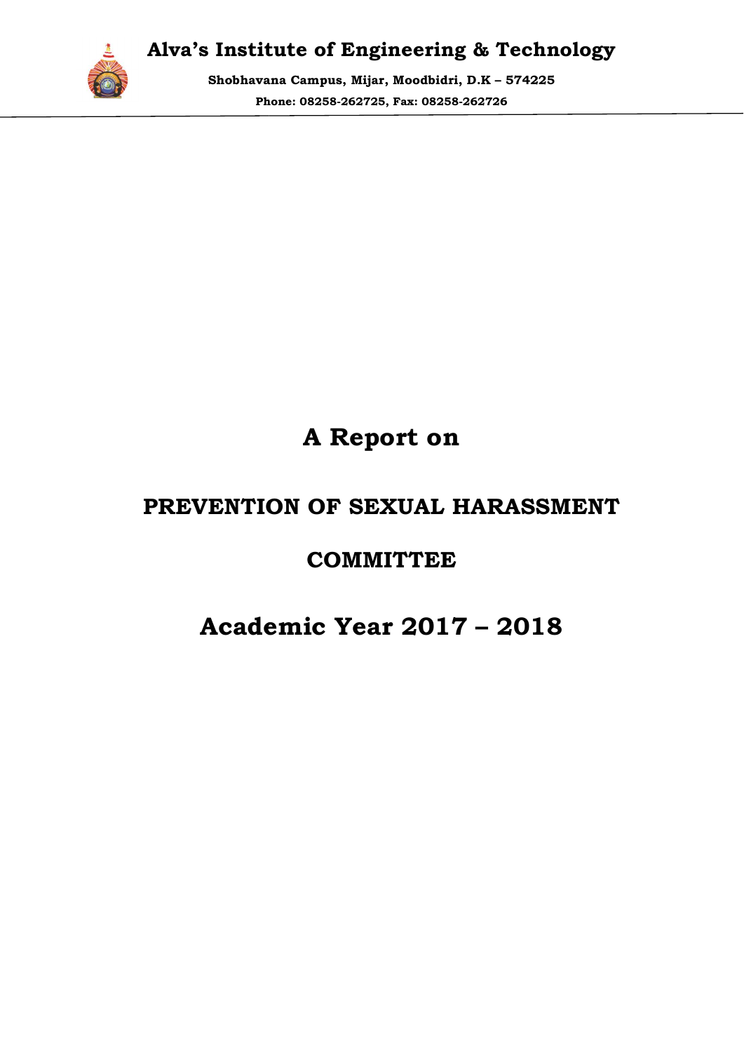# Alva's Institute of Engineering & Technology

**Shobhavana Campus, Mijar, Moodbidri, D.K – 574225**

**Phone: 08258-262725, Fax: 08258-262726**

# A Report on

## PREVENTION OF SEXUAL HARASSMENT

## COMMITTEE

# Academic Year 2017 – 2018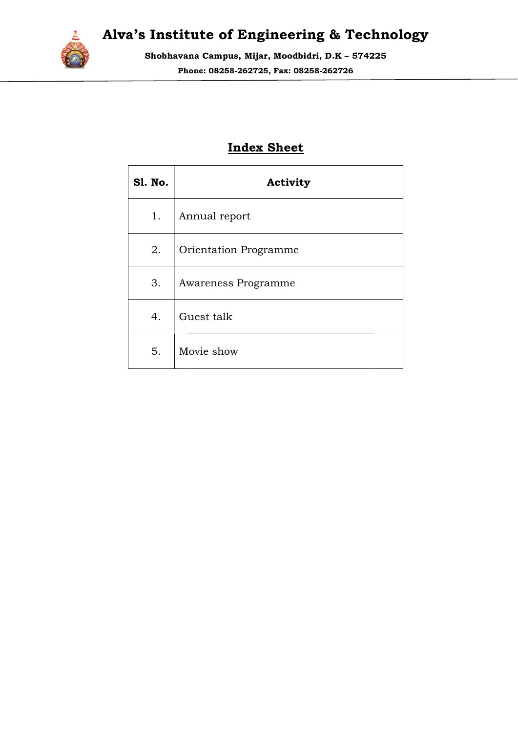# Alva's Institute of Engineering & Technology

**Shobhavana Campus, Mijar, Moodbidri, D.K – 574225**

**Phone: 08258-262725, Fax: 08258-262726**

## Index Sheet

| Sl. No. | Activity |
|---|---|
| 1. | Annual report |
| 2. | Orientation Programme |
| 3. | Awareness Programme |
| 4. | Guest talk |
| 5. | Movie show |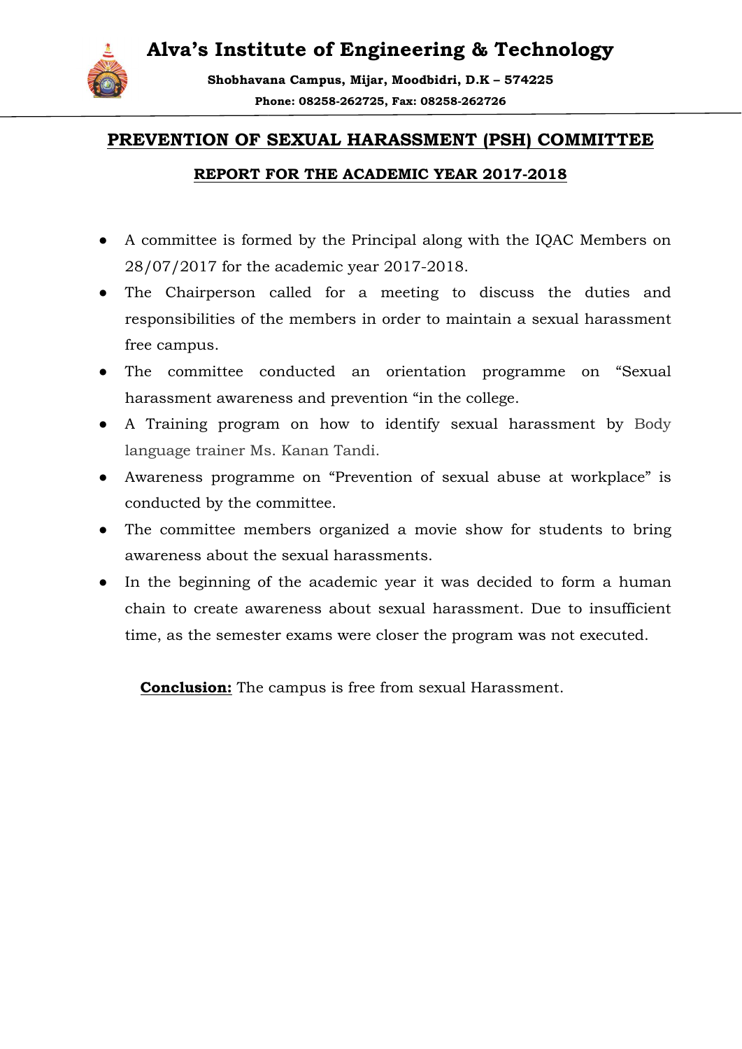# Alva's Institute of Engineering & Technology

**Shobhavana Campus, Mijar, Moodbidri, D.K – 574225**

**Phone: 08258-262725, Fax: 08258-262726**

## PREVENTION OF SEXUAL HARASSMENT (PSH) COMMITTEE

### REPORT FOR THE ACADEMIC YEAR 2017-2018

- A committee is formed by the Principal along with the IQAC Members on 28/07/2017 for the academic year 2017-2018.
- The Chairperson called for a meeting to discuss the duties and responsibilities of the members in order to maintain a sexual harassment free campus.
- The committee conducted an orientation programme on "Sexual harassment awareness and prevention "in the college.
- A Training program on how to identify sexual harassment by Body language trainer Ms. Kanan Tandi.
- Awareness programme on "Prevention of sexual abuse at workplace" is conducted by the committee.
- The committee members organized a movie show for students to bring awareness about the sexual harassments.
- In the beginning of the academic year it was decided to form a human chain to create awareness about sexual harassment. Due to insufficient time, as the semester exams were closer the program was not executed.

**Conclusion:** The campus is free from sexual Harassment.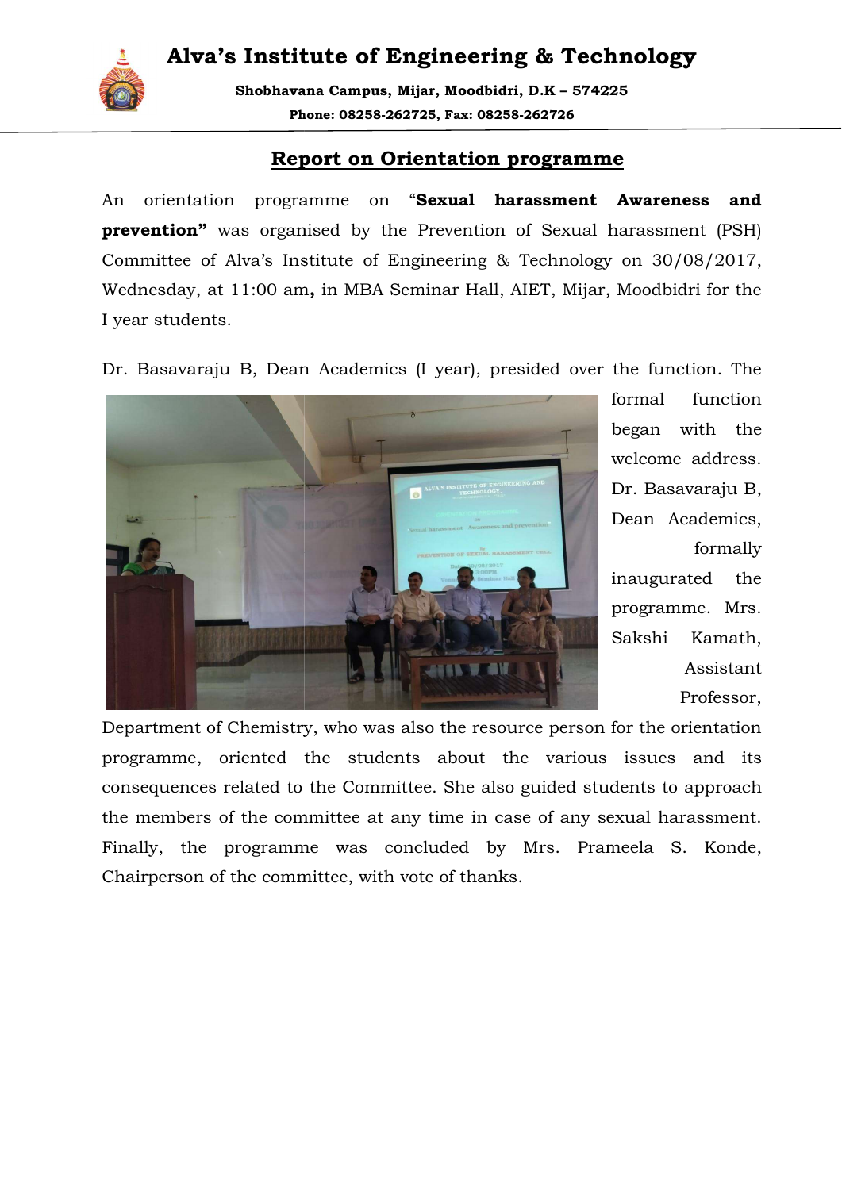# Alva's Institute of Engineering & Technology

**Shobhavana Campus, Mijar, Moodbidri, D.K – 574225**

**Phone: 08258-262725, Fax: 08258-262726**

## Report on Orientation programme

An orientation programme on "**Sexual harassment Awareness and prevention"** was organised by the Prevention of Sexual harassment (PSH) Committee of Alva's Institute of Engineering & Technology on 30/08/2017, Wednesday, at 11:00 am**,** in MBA Seminar Hall, AIET, Mijar, Moodbidri for the I year students.

Dr. Basavaraju B, Dean Academics (I year), presided over the function. The formal function began with the welcome address. Dr. Basavaraju B, Dean Academics, formally inaugurated the programme. Mrs. Sakshi Kamath, Assistant Professor, Department of Chemistry, who was also the resource person for the orientation programme, oriented the students about the various issues and its consequences related to the Committee. She also guided students to approach the members of the committee at any time in case of any sexual harassment. Finally, the programme was concluded by Mrs. Prameela S. Konde, Chairperson of the committee, with vote of thanks.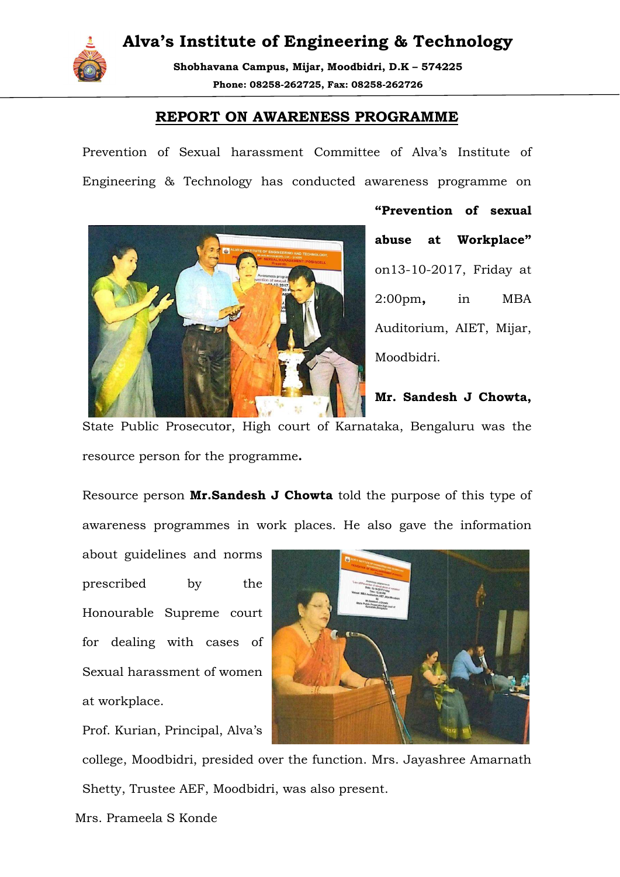# Alva's Institute of Engineering & Technology

**Shobhavana Campus, Mijar, Moodbidri, D.K – 574225**

**Phone: 08258-262725, Fax: 08258-262726**

## REPORT ON AWARENESS PROGRAMME

Prevention of Sexual harassment Committee of Alva's Institute of Engineering & Technology has conducted awareness programme on **"Prevention of sexual abuse at Workplace"** on13-10-2017, Friday at 2:00pm**,** in MBA Auditorium, AIET, Mijar, Moodbidri.

**Mr. Sandesh J Chowta,** State Public Prosecutor, High court of Karnataka, Bengaluru was the resource person for the programme**.**

Resource person **Mr.Sandesh J Chowta** told the purpose of this type of awareness programmes in work places. He also gave the information about guidelines and norms prescribed by the Honourable Supreme court for dealing with cases of Sexual harassment of women at workplace.

Prof. Kurian, Principal, Alva's college, Moodbidri, presided over the function. Mrs. Jayashree Amarnath Shetty, Trustee AEF, Moodbidri, was also present.

Mrs. Prameela S Konde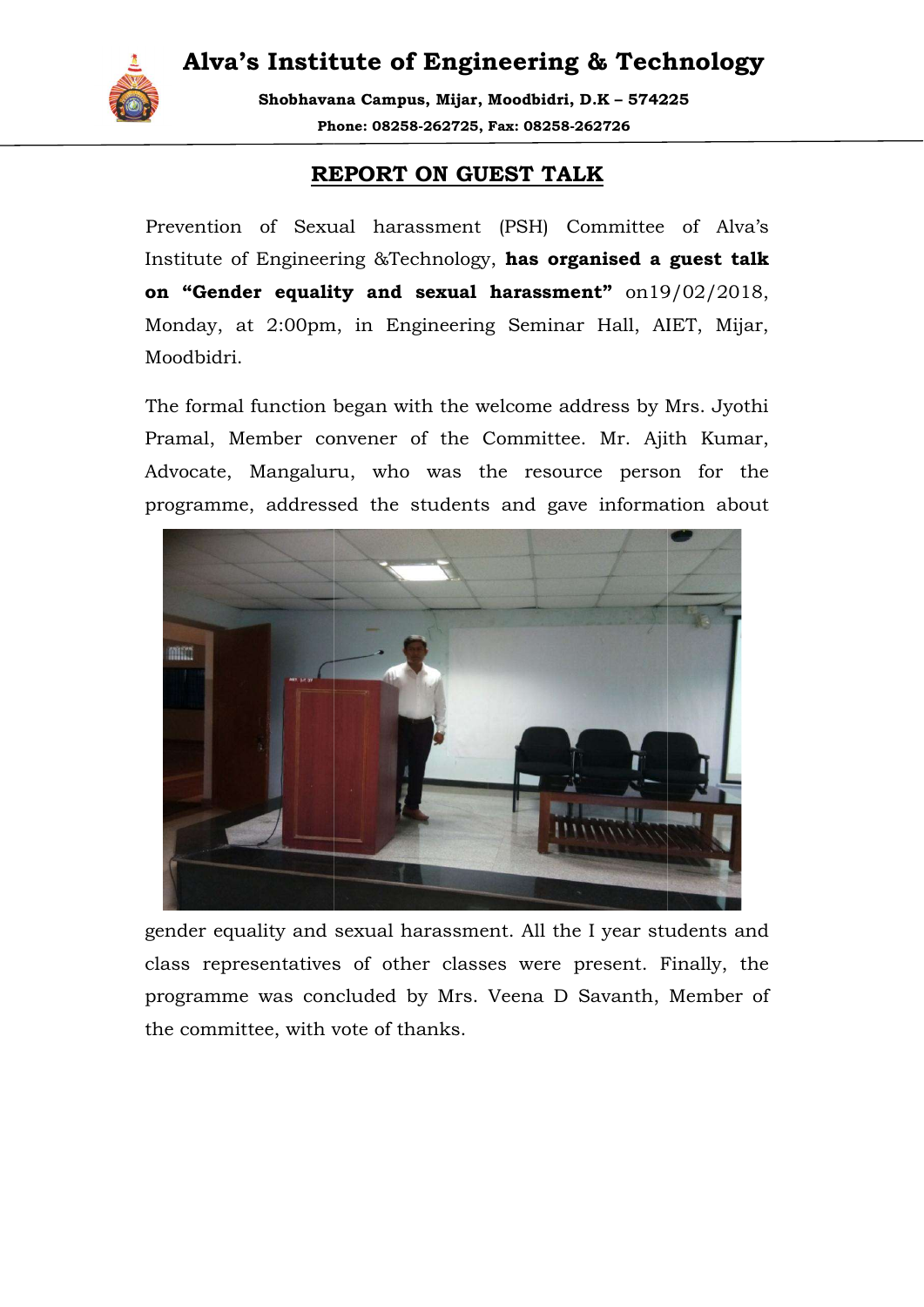# Alva's Institute of Engineering & Technology

**Shobhavana Campus, Mijar, Moodbidri, D.K – 574225**

**Phone: 08258-262725, Fax: 08258-262726**

## REPORT ON GUEST TALK

Prevention of Sexual harassment (PSH) Committee of Alva's Institute of Engineering &Technology, **has organised a guest talk on "Gender equality and sexual harassment"** on19/02/2018, Monday, at 2:00pm, in Engineering Seminar Hall, AIET, Mijar, Moodbidri.

The formal function began with the welcome address by Mrs. Jyothi Pramal, Member convener of the Committee. Mr. Ajith Kumar, Advocate, Mangaluru, who was the resource person for the programme, addressed the students and gave information about gender equality and sexual harassment. All the I year students and class representatives of other classes were present. Finally, the programme was concluded by Mrs. Veena D Savanth, Member of the committee, with vote of thanks.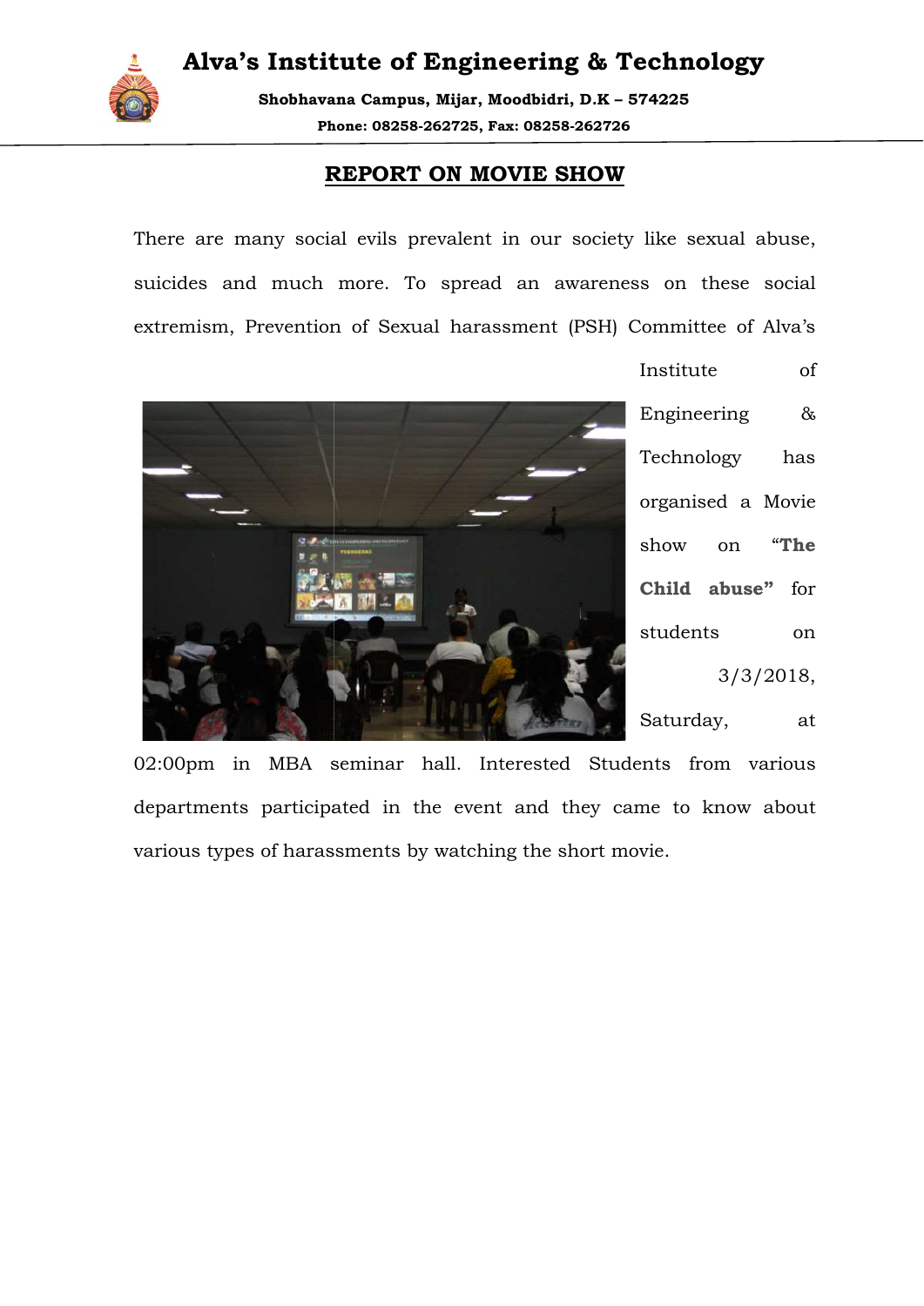# Alva's Institute of Engineering & Technology

**Shobhavana Campus, Mijar, Moodbidri, D.K – 574225**

**Phone: 08258-262725, Fax: 08258-262726**

## REPORT ON MOVIE SHOW

There are many social evils prevalent in our society like sexual abuse, suicides and much more. To spread an awareness on these social extremism, Prevention of Sexual harassment (PSH) Committee of Alva's Institute of Engineering & Technology has organised a Movie show on **"The Child abuse"** for students on 3/3/2018, Saturday, at 02:00pm in MBA seminar hall. Interested Students from various departments participated in the event and they came to know about various types of harassments by watching the short movie.